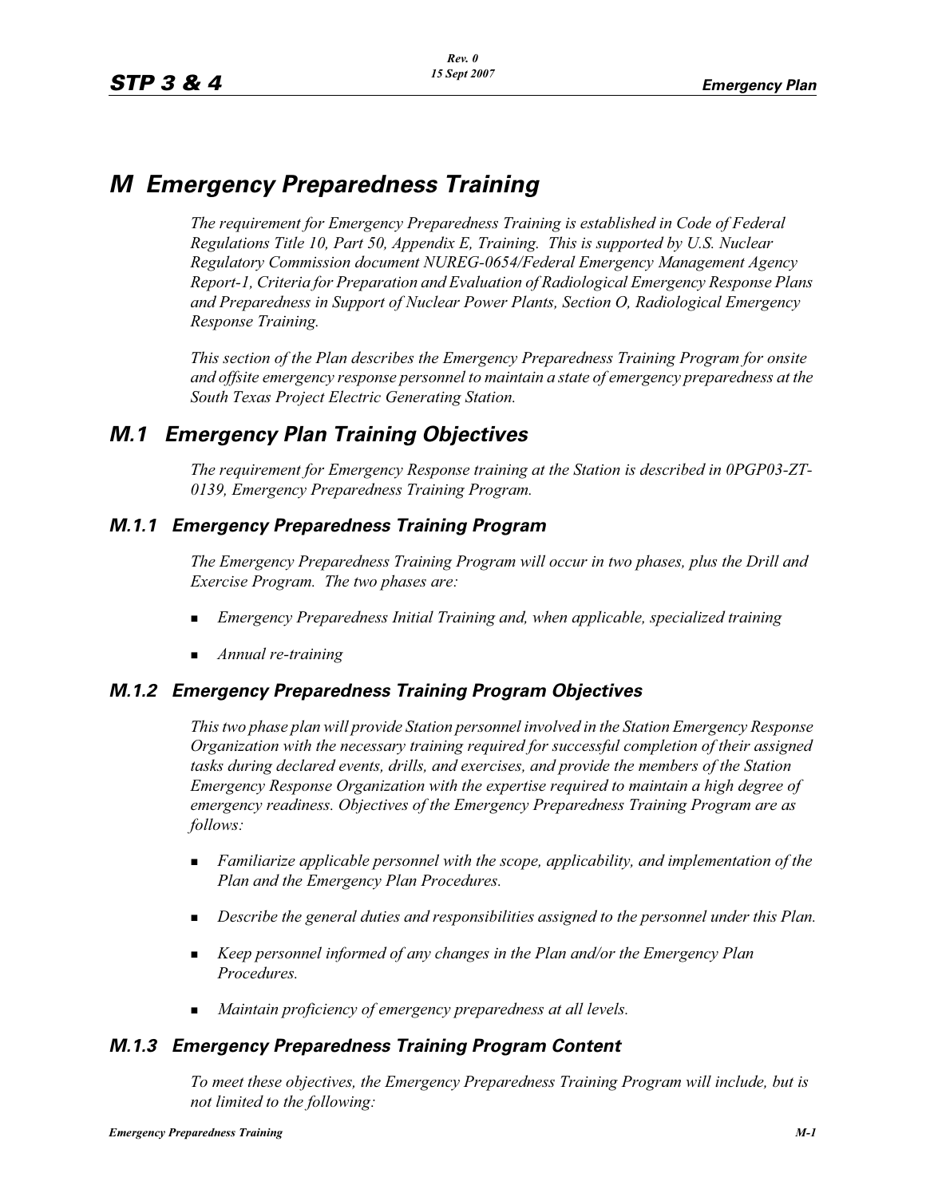# M Emergency Preparedness Training

*The requirement for Emergency Preparedness Training is established in Code of Federal Regulations Title 10, Part 50, Appendix E, Training. This is supported by U.S. Nuclear Regulatory Commission document NUREG-0654/Federal Emergency Management Agency Report-1, Criteria for Preparation and Evaluation of Radiological Emergency Response Plans and Preparedness in Support of Nuclear Power Plants, Section O, Radiological Emergency Response Training.*

*This section of the Plan describes the Emergency Preparedness Training Program for onsite and offsite emergency response personnel to maintain a state of emergency preparedness at the South Texas Project Electric Generating Station.*

## M.1 Emergency Plan Training Objectives

*The requirement for Emergency Response training at the Station is described in 0PGP03-ZT-0139, Emergency Preparedness Training Program.*

### M.1.1 Emergency Preparedness Training Program

*The Emergency Preparedness Training Program will occur in two phases, plus the Drill and Exercise Program. The two phases are:*

- *Emergency Preparedness Initial Training and, when applicable, specialized training*
- *Annual re-training*

### M.1.2 Emergency Preparedness Training Program Objectives

*This two phase plan will provide Station personnel involved in the Station Emergency Response Organization with the necessary training required for successful completion of their assigned tasks during declared events, drills, and exercises, and provide the members of the Station Emergency Response Organization with the expertise required to maintain a high degree of emergency readiness. Objectives of the Emergency Preparedness Training Program are as follows:*

- *Familiarize applicable personnel with the scope, applicability, and implementation of the Plan and the Emergency Plan Procedures.*
- *Describe the general duties and responsibilities assigned to the personnel under this Plan.*
- *Keep personnel informed of any changes in the Plan and/or the Emergency Plan Procedures.*
- *Maintain proficiency of emergency preparedness at all levels.*

### M.1.3 Emergency Preparedness Training Program Content

*To meet these objectives, the Emergency Preparedness Training Program will include, but is not limited to the following:*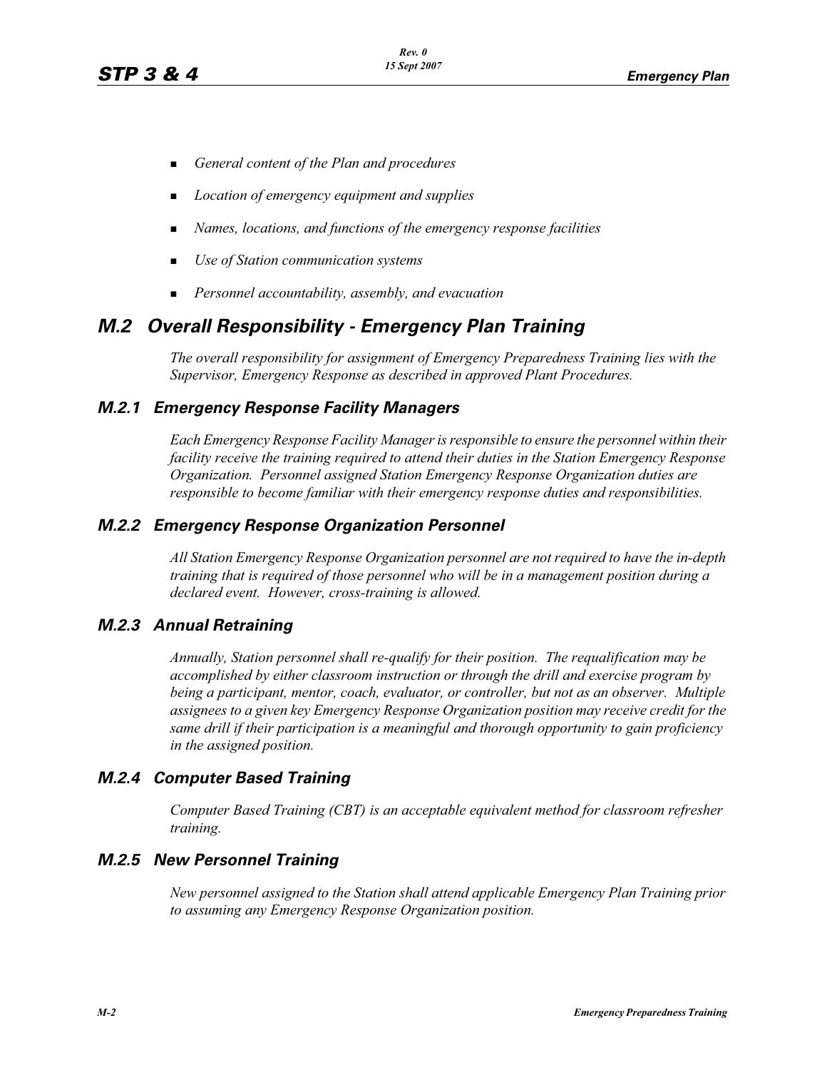- *General content of the Plan and procedures*
- *Location of emergency equipment and supplies*
- *Names, locations, and functions of the emergency response facilities*
- *Use of Station communication systems*
- *Personnel accountability, assembly, and evacuation*

## M.2 Overall Responsibility - Emergency Plan Training

*The overall responsibility for assignment of Emergency Preparedness Training lies with the Supervisor, Emergency Response as described in approved Plant Procedures.*

### M.2.1 Emergency Response Facility Managers

*Each Emergency Response Facility Manager is responsible to ensure the personnel within their facility receive the training required to attend their duties in the Station Emergency Response Organization. Personnel assigned Station Emergency Response Organization duties are responsible to become familiar with their emergency response duties and responsibilities.*

### M.2.2 Emergency Response Organization Personnel

*All Station Emergency Response Organization personnel are not required to have the in-depth training that is required of those personnel who will be in a management position during a declared event. However, cross-training is allowed.*

### M.2.3 Annual Retraining

*Annually, Station personnel shall re-qualify for their position. The requalification may be accomplished by either classroom instruction or through the drill and exercise program by being a participant, mentor, coach, evaluator, or controller, but not as an observer. Multiple assignees to a given key Emergency Response Organization position may receive credit for the same drill if their participation is a meaningful and thorough opportunity to gain proficiency in the assigned position.*

### M.2.4 Computer Based Training

*Computer Based Training (CBT) is an acceptable equivalent method for classroom refresher training.*

### M.2.5 New Personnel Training

*New personnel assigned to the Station shall attend applicable Emergency Plan Training prior to assuming any Emergency Response Organization position.*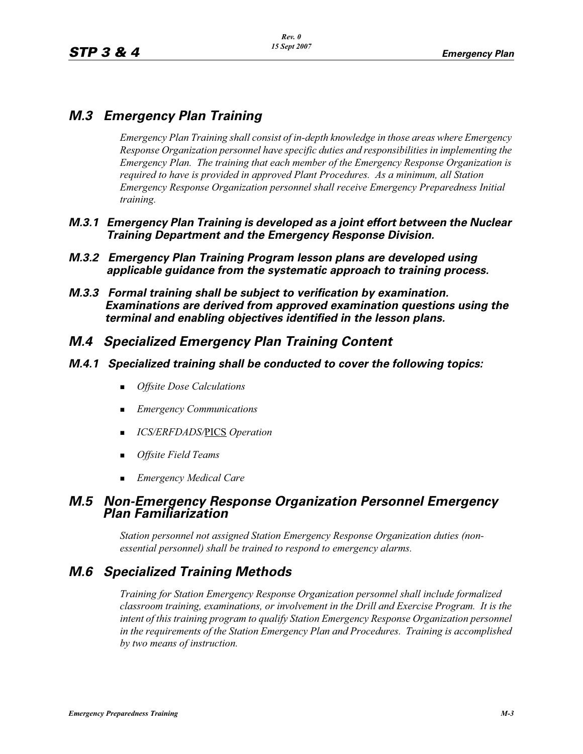## *M.3 Emergency Plan Training*

*Emergency Plan Training shall consist of in-depth knowledge in those areas where Emergency Response Organization personnel have specific duties and responsibilities in implementing the Emergency Plan. The training that each member of the Emergency Response Organization is required to have is provided in approved Plant Procedures. As a minimum, all Station Emergency Response Organization personnel shall receive Emergency Preparedness Initial training.*

### *M.3.1 Emergency Plan Training is developed as a joint effort between the Nuclear Training Department and the Emergency Response Division.*

### *M.3.2 Emergency Plan Training Program lesson plans are developed using applicable guidance from the systematic approach to training process.*

### *M.3.3 Formal training shall be subject to verification by examination. Examinations are derived from approved examination questions using the terminal and enabling objectives identified in the lesson plans.*

## *M.4 Specialized Emergency Plan Training Content*

### *M.4.1 Specialized training shall be conducted to cover the following topics:*

- *Offsite Dose Calculations*
- *Emergency Communications*
- *ICS/ERFDADS/*PICS *Operation*
- *Offsite Field Teams*
- *Emergency Medical Care*

## *M.5 Non-Emergency Response Organization Personnel Emergency Plan Familiarization*

*Station personnel not assigned Station Emergency Response Organization duties (non-essential personnel) shall be trained to respond to emergency alarms.*

## *M.6 Specialized Training Methods*

*Training for Station Emergency Response Organization personnel shall include formalized classroom training, examinations, or involvement in the Drill and Exercise Program. It is the intent of this training program to qualify Station Emergency Response Organization personnel in the requirements of the Station Emergency Plan and Procedures. Training is accomplished by two means of instruction.*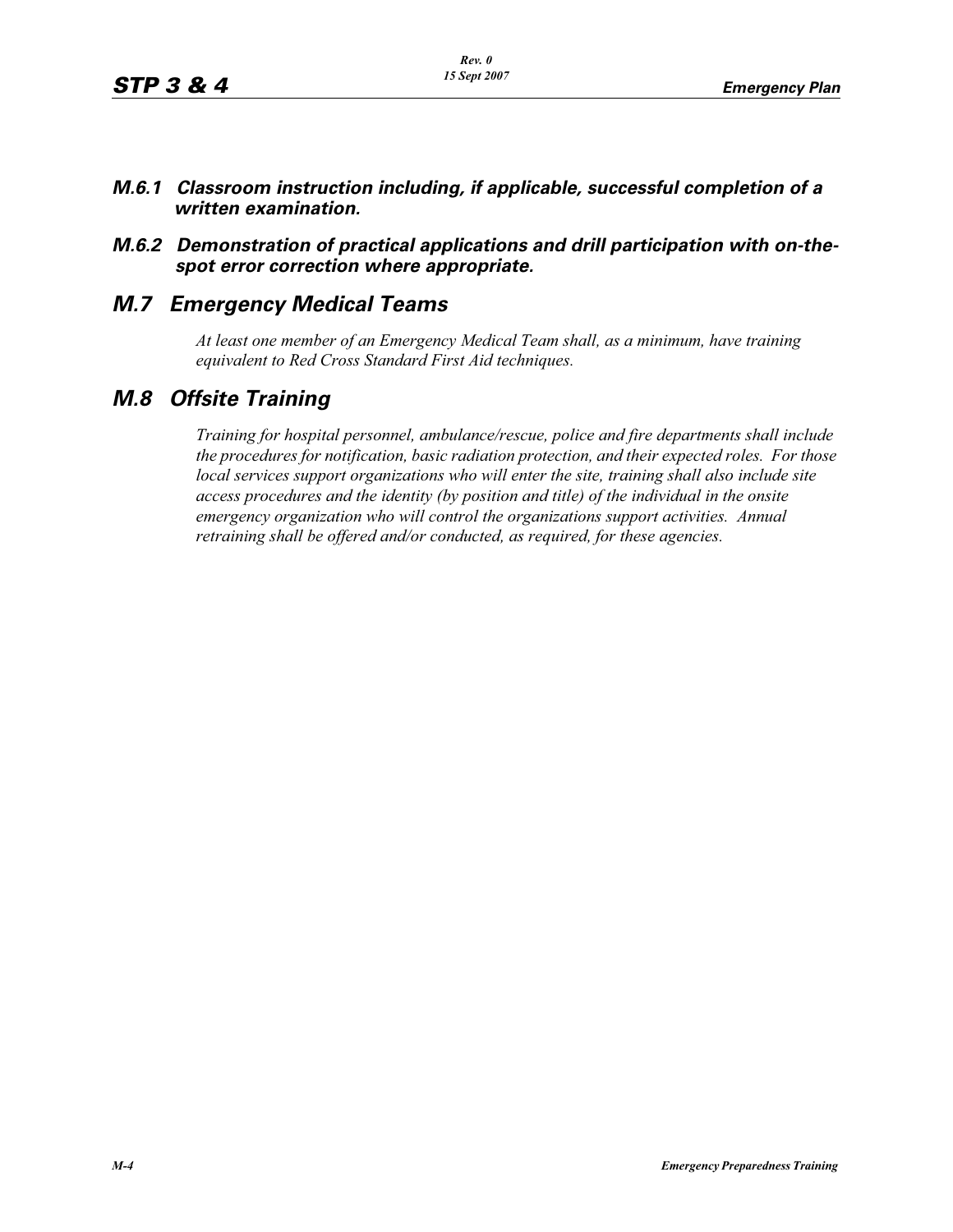### *M.6.1 Classroom instruction including, if applicable, successful completion of a written examination.*

### *M.6.2 Demonstration of practical applications and drill participation with on-the-spot error correction where appropriate.*

## *M.7 Emergency Medical Teams*

*At least one member of an Emergency Medical Team shall, as a minimum, have training equivalent to Red Cross Standard First Aid techniques.*

## *M.8 Offsite Training*

*Training for hospital personnel, ambulance/rescue, police and fire departments shall include the procedures for notification, basic radiation protection, and their expected roles. For those local services support organizations who will enter the site, training shall also include site access procedures and the identity (by position and title) of the individual in the onsite emergency organization who will control the organizations support activities. Annual retraining shall be offered and/or conducted, as required, for these agencies.*